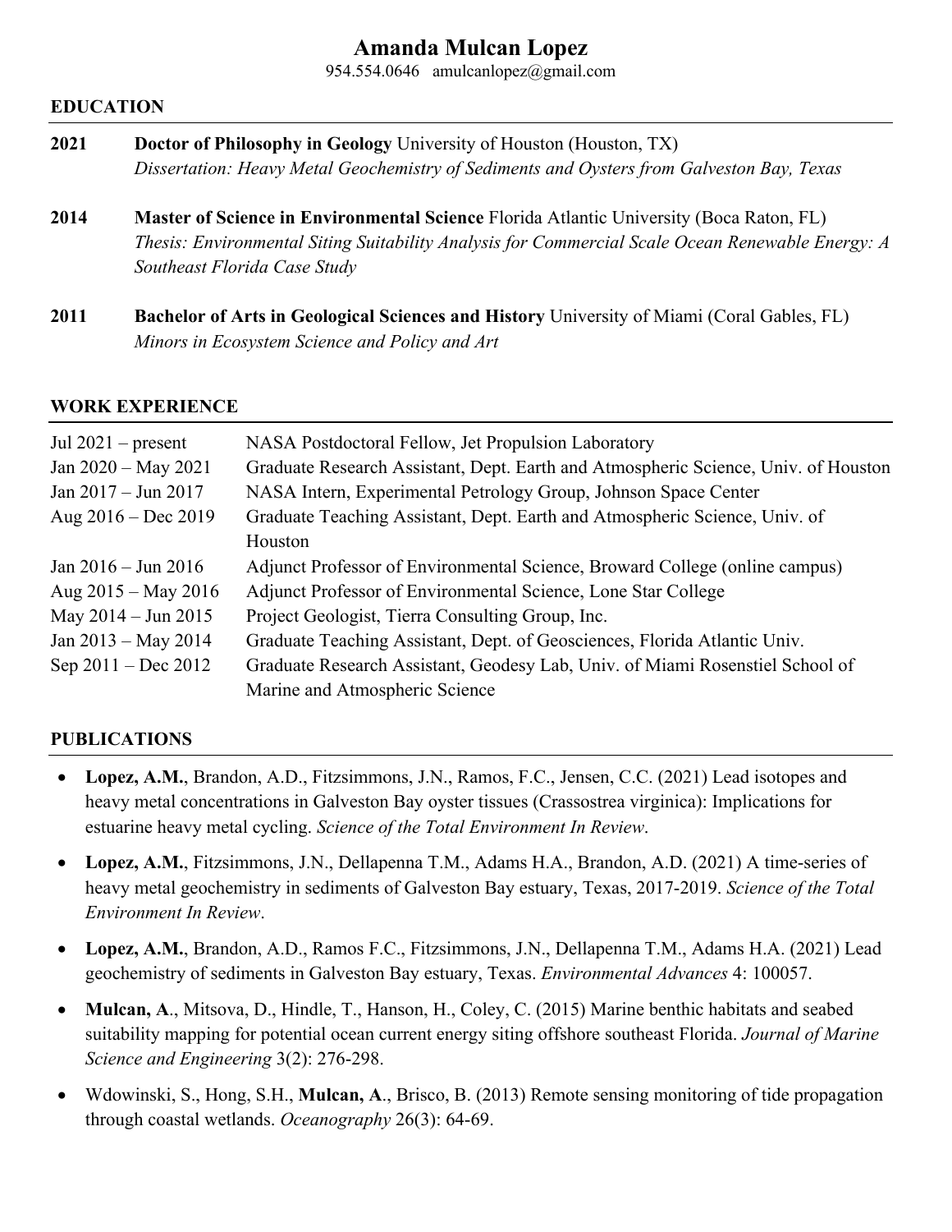# Amanda Mulcan Lopez

954.554.0646 amulcanlopez@gmail.com

## EDUCATION

**2021** **Doctor of Philosophy in Geology** University of Houston (Houston, TX)
*Dissertation: Heavy Metal Geochemistry of Sediments and Oysters from Galveston Bay, Texas*

**2014** **Master of Science in Environmental Science** Florida Atlantic University (Boca Raton, FL)
*Thesis: Environmental Siting Suitability Analysis for Commercial Scale Ocean Renewable Energy: A Southeast Florida Case Study*

**2011** **Bachelor of Arts in Geological Sciences and History** University of Miami (Coral Gables, FL)
*Minors in Ecosystem Science and Policy and Art*

## WORK EXPERIENCE

| | |
|---|---|
| Jul 2021 – present | NASA Postdoctoral Fellow, Jet Propulsion Laboratory |
| Jan 2020 – May 2021 | Graduate Research Assistant, Dept. Earth and Atmospheric Science, Univ. of Houston |
| Jan 2017 – Jun 2017 | NASA Intern, Experimental Petrology Group, Johnson Space Center |
| Aug 2016 – Dec 2019 | Graduate Teaching Assistant, Dept. Earth and Atmospheric Science, Univ. of Houston |
| Jan 2016 – Jun 2016 | Adjunct Professor of Environmental Science, Broward College (online campus) |
| Aug 2015 – May 2016 | Adjunct Professor of Environmental Science, Lone Star College |
| May 2014 – Jun 2015 | Project Geologist, Tierra Consulting Group, Inc. |
| Jan 2013 – May 2014 | Graduate Teaching Assistant, Dept. of Geosciences, Florida Atlantic Univ. |
| Sep 2011 – Dec 2012 | Graduate Research Assistant, Geodesy Lab, Univ. of Miami Rosenstiel School of Marine and Atmospheric Science |

## PUBLICATIONS

- **Lopez, A.M.**, Brandon, A.D., Fitzsimmons, J.N., Ramos, F.C., Jensen, C.C. (2021) Lead isotopes and heavy metal concentrations in Galveston Bay oyster tissues (Crassostrea virginica): Implications for estuarine heavy metal cycling. *Science of the Total Environment In Review*.
- **Lopez, A.M.**, Fitzsimmons, J.N., Dellapenna T.M., Adams H.A., Brandon, A.D. (2021) A time-series of heavy metal geochemistry in sediments of Galveston Bay estuary, Texas, 2017-2019. *Science of the Total Environment In Review*.
- **Lopez, A.M.**, Brandon, A.D., Ramos F.C., Fitzsimmons, J.N., Dellapenna T.M., Adams H.A. (2021) Lead geochemistry of sediments in Galveston Bay estuary, Texas. *Environmental Advances* 4: 100057.
- **Mulcan, A**., Mitsova, D., Hindle, T., Hanson, H., Coley, C. (2015) Marine benthic habitats and seabed suitability mapping for potential ocean current energy siting offshore southeast Florida. *Journal of Marine Science and Engineering* 3(2): 276-298.
- Wdowinski, S., Hong, S.H., **Mulcan, A**., Brisco, B. (2013) Remote sensing monitoring of tide propagation through coastal wetlands. *Oceanography* 26(3): 64-69.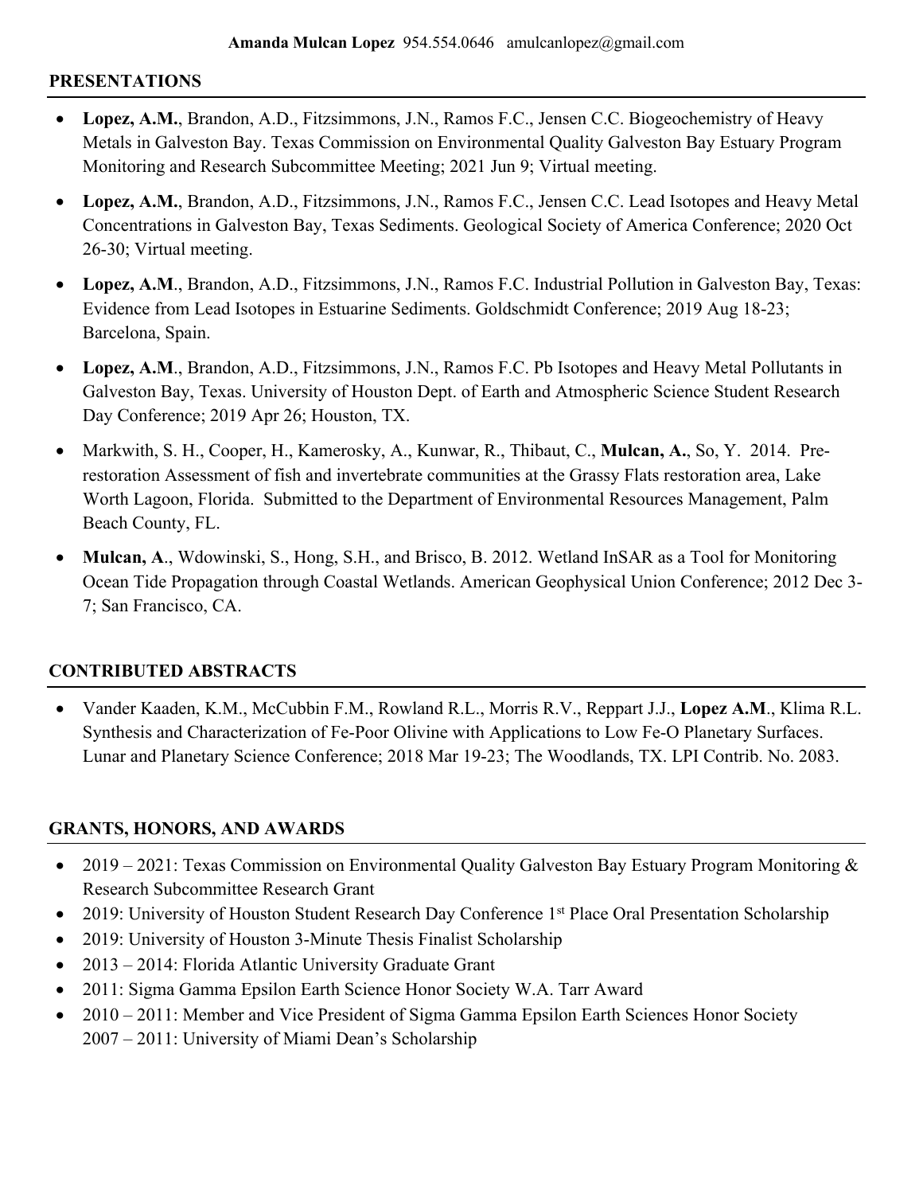## PRESENTATIONS

- **Lopez, A.M.**, Brandon, A.D., Fitzsimmons, J.N., Ramos F.C., Jensen C.C. Biogeochemistry of Heavy Metals in Galveston Bay. Texas Commission on Environmental Quality Galveston Bay Estuary Program Monitoring and Research Subcommittee Meeting; 2021 Jun 9; Virtual meeting.
- **Lopez, A.M.**, Brandon, A.D., Fitzsimmons, J.N., Ramos F.C., Jensen C.C. Lead Isotopes and Heavy Metal Concentrations in Galveston Bay, Texas Sediments. Geological Society of America Conference; 2020 Oct 26-30; Virtual meeting.
- **Lopez, A.M**., Brandon, A.D., Fitzsimmons, J.N., Ramos F.C. Industrial Pollution in Galveston Bay, Texas: Evidence from Lead Isotopes in Estuarine Sediments. Goldschmidt Conference; 2019 Aug 18-23; Barcelona, Spain.
- **Lopez, A.M**., Brandon, A.D., Fitzsimmons, J.N., Ramos F.C. Pb Isotopes and Heavy Metal Pollutants in Galveston Bay, Texas. University of Houston Dept. of Earth and Atmospheric Science Student Research Day Conference; 2019 Apr 26; Houston, TX.
- Markwith, S. H., Cooper, H., Kamerosky, A., Kunwar, R., Thibaut, C., **Mulcan, A.**, So, Y. 2014. Pre-restoration Assessment of fish and invertebrate communities at the Grassy Flats restoration area, Lake Worth Lagoon, Florida. Submitted to the Department of Environmental Resources Management, Palm Beach County, FL.
- **Mulcan, A**., Wdowinski, S., Hong, S.H., and Brisco, B. 2012. Wetland InSAR as a Tool for Monitoring Ocean Tide Propagation through Coastal Wetlands. American Geophysical Union Conference; 2012 Dec 3-7; San Francisco, CA.

## CONTRIBUTED ABSTRACTS

- Vander Kaaden, K.M., McCubbin F.M., Rowland R.L., Morris R.V., Reppart J.J., **Lopez A.M**., Klima R.L. Synthesis and Characterization of Fe-Poor Olivine with Applications to Low Fe-O Planetary Surfaces. Lunar and Planetary Science Conference; 2018 Mar 19-23; The Woodlands, TX. LPI Contrib. No. 2083.

## GRANTS, HONORS, AND AWARDS

- 2019 – 2021: Texas Commission on Environmental Quality Galveston Bay Estuary Program Monitoring & Research Subcommittee Research Grant
- 2019: University of Houston Student Research Day Conference 1st Place Oral Presentation Scholarship
- 2019: University of Houston 3-Minute Thesis Finalist Scholarship
- 2013 – 2014: Florida Atlantic University Graduate Grant
- 2011: Sigma Gamma Epsilon Earth Science Honor Society W.A. Tarr Award
- 2010 – 2011: Member and Vice President of Sigma Gamma Epsilon Earth Sciences Honor Society
  2007 – 2011: University of Miami Dean's Scholarship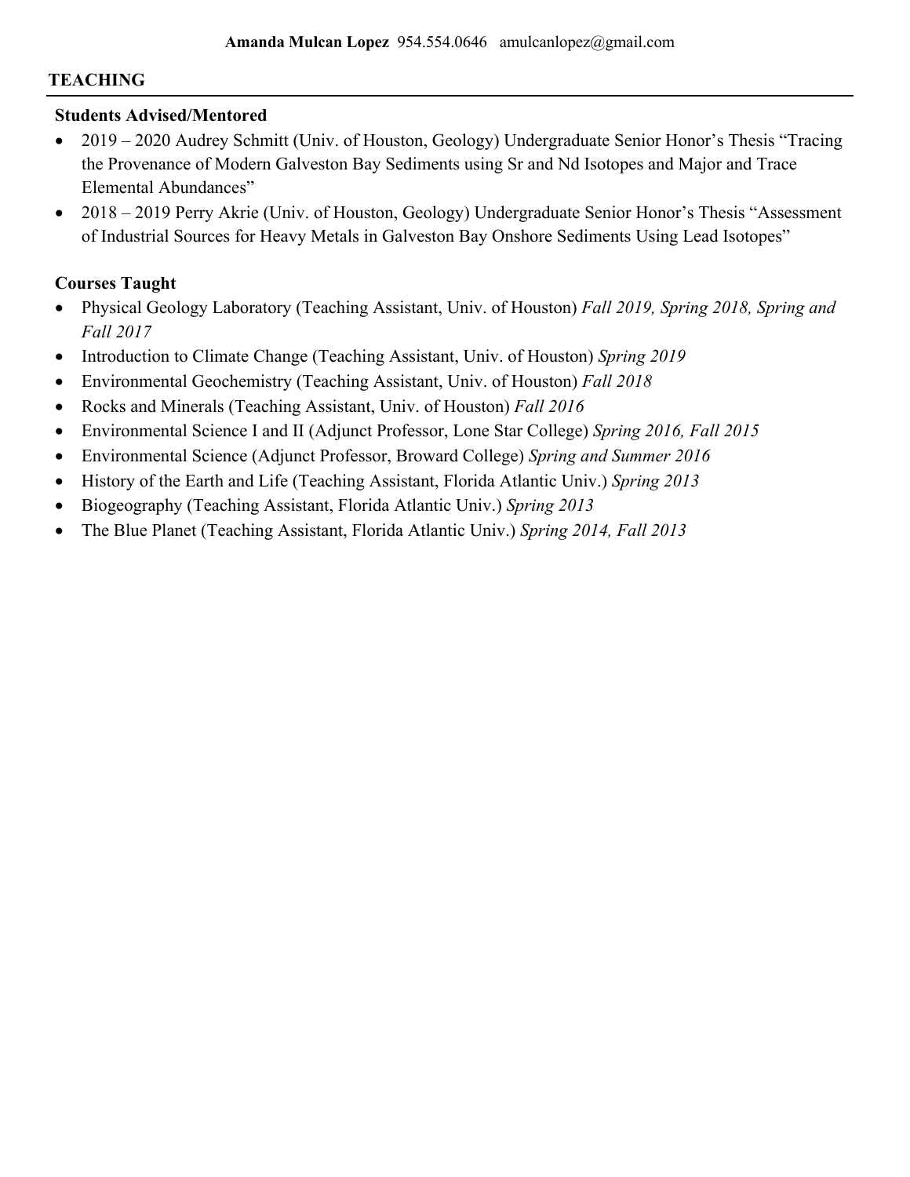## TEACHING

### Students Advised/Mentored

- 2019 – 2020 Audrey Schmitt (Univ. of Houston, Geology) Undergraduate Senior Honor's Thesis "Tracing the Provenance of Modern Galveston Bay Sediments using Sr and Nd Isotopes and Major and Trace Elemental Abundances"
- 2018 – 2019 Perry Akrie (Univ. of Houston, Geology) Undergraduate Senior Honor's Thesis "Assessment of Industrial Sources for Heavy Metals in Galveston Bay Onshore Sediments Using Lead Isotopes"

### Courses Taught

- Physical Geology Laboratory (Teaching Assistant, Univ. of Houston) *Fall 2019, Spring 2018, Spring and Fall 2017*
- Introduction to Climate Change (Teaching Assistant, Univ. of Houston) *Spring 2019*
- Environmental Geochemistry (Teaching Assistant, Univ. of Houston) *Fall 2018*
- Rocks and Minerals (Teaching Assistant, Univ. of Houston) *Fall 2016*
- Environmental Science I and II (Adjunct Professor, Lone Star College) *Spring 2016, Fall 2015*
- Environmental Science (Adjunct Professor, Broward College) *Spring and Summer 2016*
- History of the Earth and Life (Teaching Assistant, Florida Atlantic Univ.) *Spring 2013*
- Biogeography (Teaching Assistant, Florida Atlantic Univ.) *Spring 2013*
- The Blue Planet (Teaching Assistant, Florida Atlantic Univ.) *Spring 2014, Fall 2013*